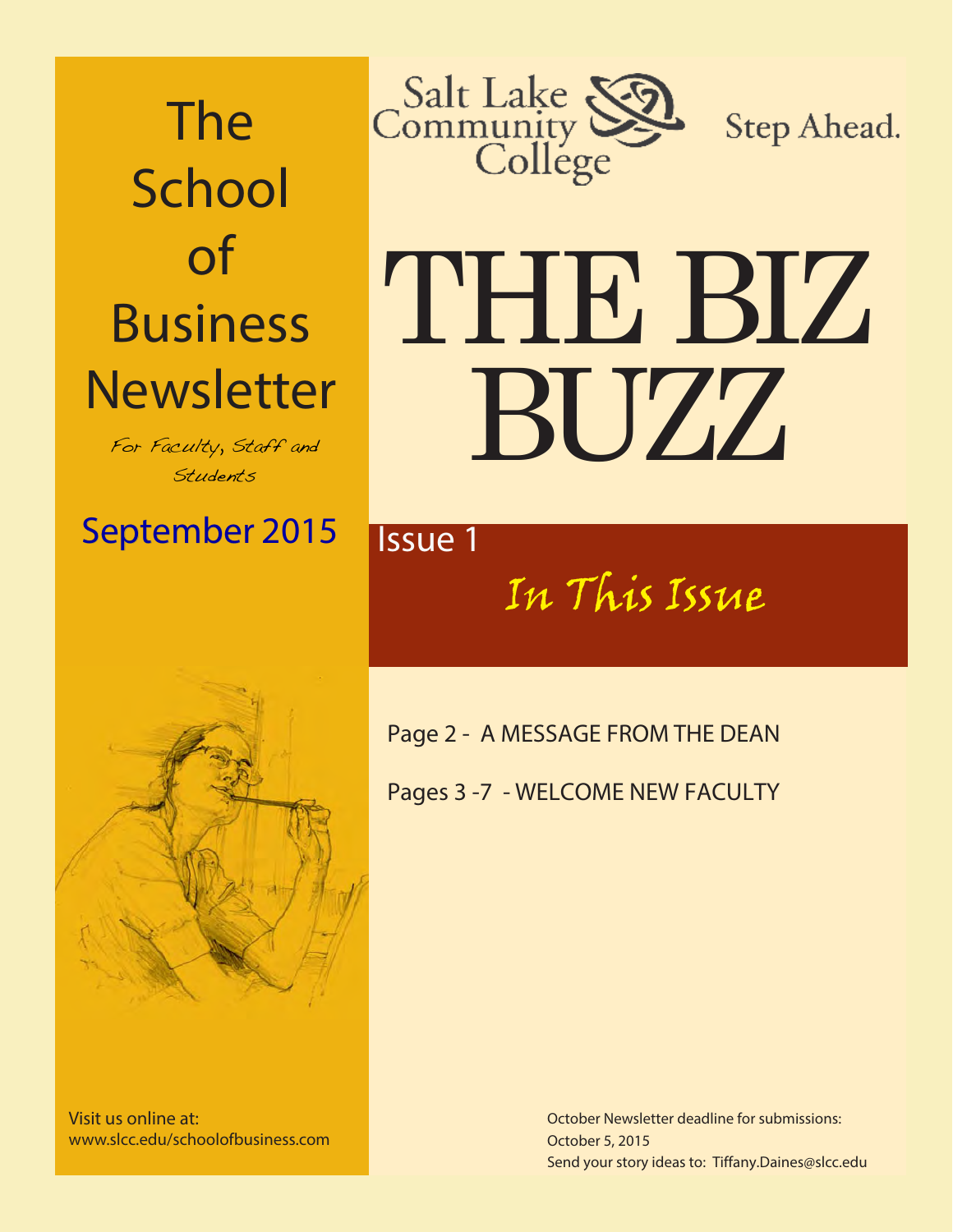# The School of Business Newsletter

*For Faculty, Staff and Students*

September 2015

Salt Lake Community College

Step Ahead.

# THE BIZ BUZZ

Issue 1

## *In This Issue*

Page 2 - A MESSAGE FROM THE DEAN

Pages 3 -7 - WELCOME NEW FACULTY

Visit us online at:
www.slcc.edu/schoolofbusiness.com

October Newsletter deadline for submissions:
October 5, 2015
Send your story ideas to: Tiffany.Daines@slcc.edu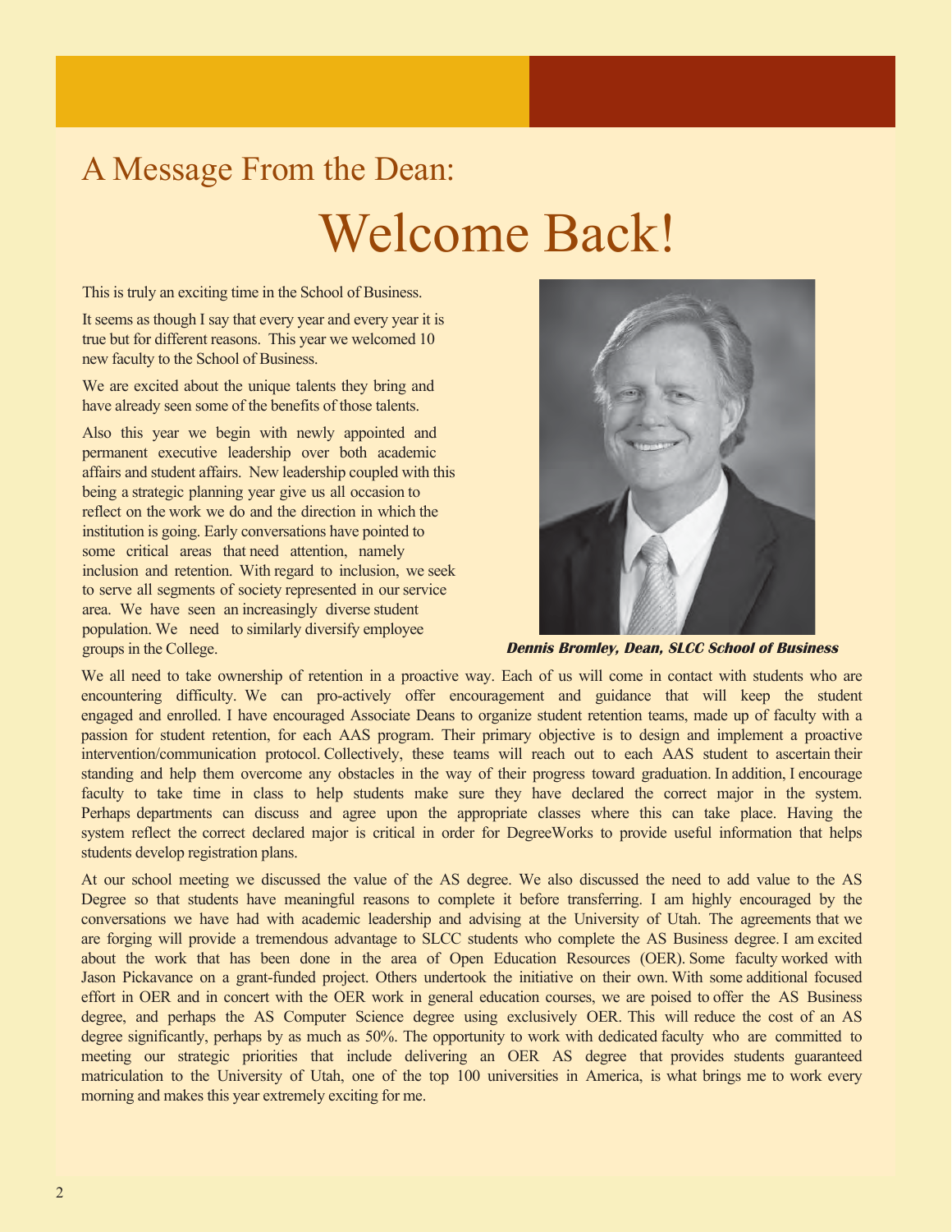## A Message From the Dean:

# Welcome Back!

This is truly an exciting time in the School of Business.

It seems as though I say that every year and every year it is true but for different reasons. This year we welcomed 10 new faculty to the School of Business.

We are excited about the unique talents they bring and have already seen some of the benefits of those talents.

Also this year we begin with newly appointed and permanent executive leadership over both academic affairs and student affairs. New leadership coupled with this being a strategic planning year give us all occasion to reflect on the work we do and the direction in which the institution is going. Early conversations have pointed to some critical areas that need attention, namely inclusion and retention. With regard to inclusion, we seek to serve all segments of society represented in our service area. We have seen an increasingly diverse student population. We need to similarly diversify employee groups in the College.

***Dennis Bromley, Dean, SLCC School of Business***

We all need to take ownership of retention in a proactive way. Each of us will come in contact with students who are encountering difficulty. We can pro-actively offer encouragement and guidance that will keep the student engaged and enrolled. I have encouraged Associate Deans to organize student retention teams, made up of faculty with a passion for student retention, for each AAS program. Their primary objective is to design and implement a proactive intervention/communication protocol. Collectively, these teams will reach out to each AAS student to ascertain their standing and help them overcome any obstacles in the way of their progress toward graduation. In addition, I encourage faculty to take time in class to help students make sure they have declared the correct major in the system. Perhaps departments can discuss and agree upon the appropriate classes where this can take place. Having the system reflect the correct declared major is critical in order for DegreeWorks to provide useful information that helps students develop registration plans.

At our school meeting we discussed the value of the AS degree. We also discussed the need to add value to the AS Degree so that students have meaningful reasons to complete it before transferring. I am highly encouraged by the conversations we have had with academic leadership and advising at the University of Utah. The agreements that we are forging will provide a tremendous advantage to SLCC students who complete the AS Business degree. I am excited about the work that has been done in the area of Open Education Resources (OER). Some faculty worked with Jason Pickavance on a grant-funded project. Others undertook the initiative on their own. With some additional focused effort in OER and in concert with the OER work in general education courses, we are poised to offer the AS Business degree, and perhaps the AS Computer Science degree using exclusively OER. This will reduce the cost of an AS degree significantly, perhaps by as much as 50%. The opportunity to work with dedicated faculty who are committed to meeting our strategic priorities that include delivering an OER AS degree that provides students guaranteed matriculation to the University of Utah, one of the top 100 universities in America, is what brings me to work every morning and makes this year extremely exciting for me.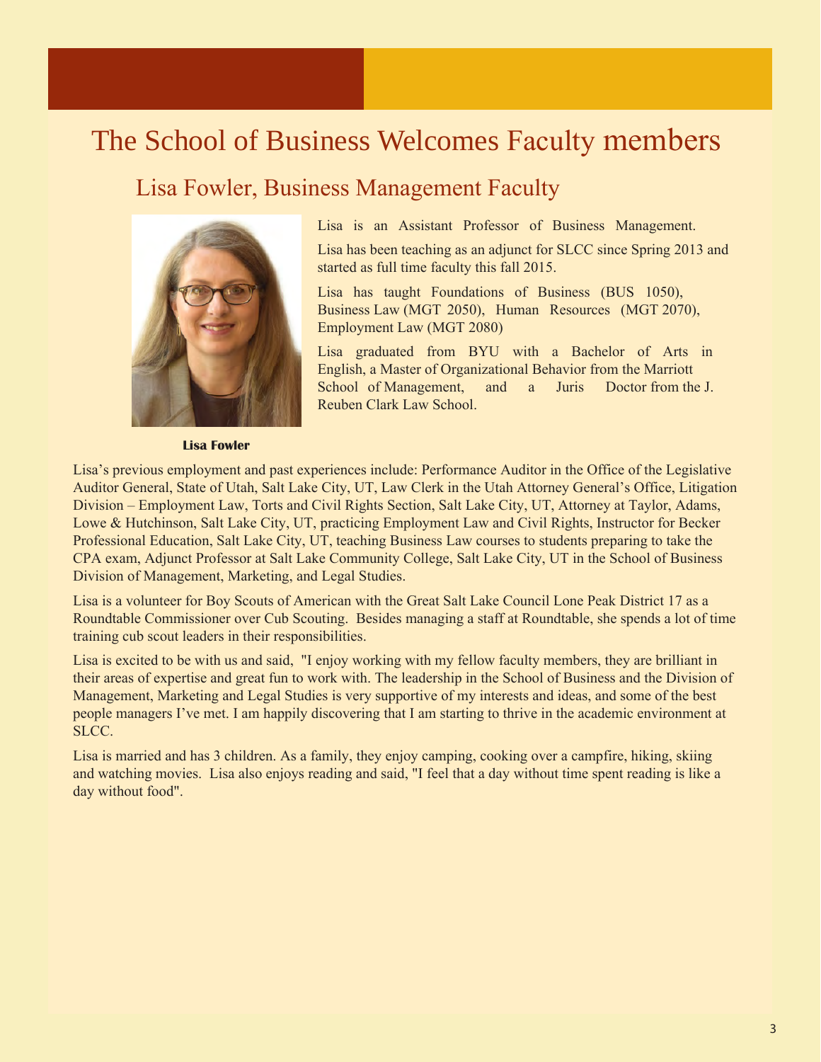# The School of Business Welcomes Faculty members

## Lisa Fowler, Business Management Faculty

Lisa is an Assistant Professor of Business Management.

Lisa has been teaching as an adjunct for SLCC since Spring 2013 and started as full time faculty this fall 2015.

Lisa has taught Foundations of Business (BUS 1050), Business Law (MGT 2050), Human Resources (MGT 2070), Employment Law (MGT 2080)

Lisa graduated from BYU with a Bachelor of Arts in English, a Master of Organizational Behavior from the Marriott School of Management, and a Juris Doctor from the J. Reuben Clark Law School.

**Lisa Fowler**

Lisa's previous employment and past experiences include: Performance Auditor in the Office of the Legislative Auditor General, State of Utah, Salt Lake City, UT, Law Clerk in the Utah Attorney General's Office, Litigation Division – Employment Law, Torts and Civil Rights Section, Salt Lake City, UT, Attorney at Taylor, Adams, Lowe & Hutchinson, Salt Lake City, UT, practicing Employment Law and Civil Rights, Instructor for Becker Professional Education, Salt Lake City, UT, teaching Business Law courses to students preparing to take the CPA exam, Adjunct Professor at Salt Lake Community College, Salt Lake City, UT in the School of Business Division of Management, Marketing, and Legal Studies.

Lisa is a volunteer for Boy Scouts of American with the Great Salt Lake Council Lone Peak District 17 as a Roundtable Commissioner over Cub Scouting. Besides managing a staff at Roundtable, she spends a lot of time training cub scout leaders in their responsibilities.

Lisa is excited to be with us and said, "I enjoy working with my fellow faculty members, they are brilliant in their areas of expertise and great fun to work with. The leadership in the School of Business and the Division of Management, Marketing and Legal Studies is very supportive of my interests and ideas, and some of the best people managers I've met. I am happily discovering that I am starting to thrive in the academic environment at SLCC.

Lisa is married and has 3 children. As a family, they enjoy camping, cooking over a campfire, hiking, skiing and watching movies. Lisa also enjoys reading and said, "I feel that a day without time spent reading is like a day without food".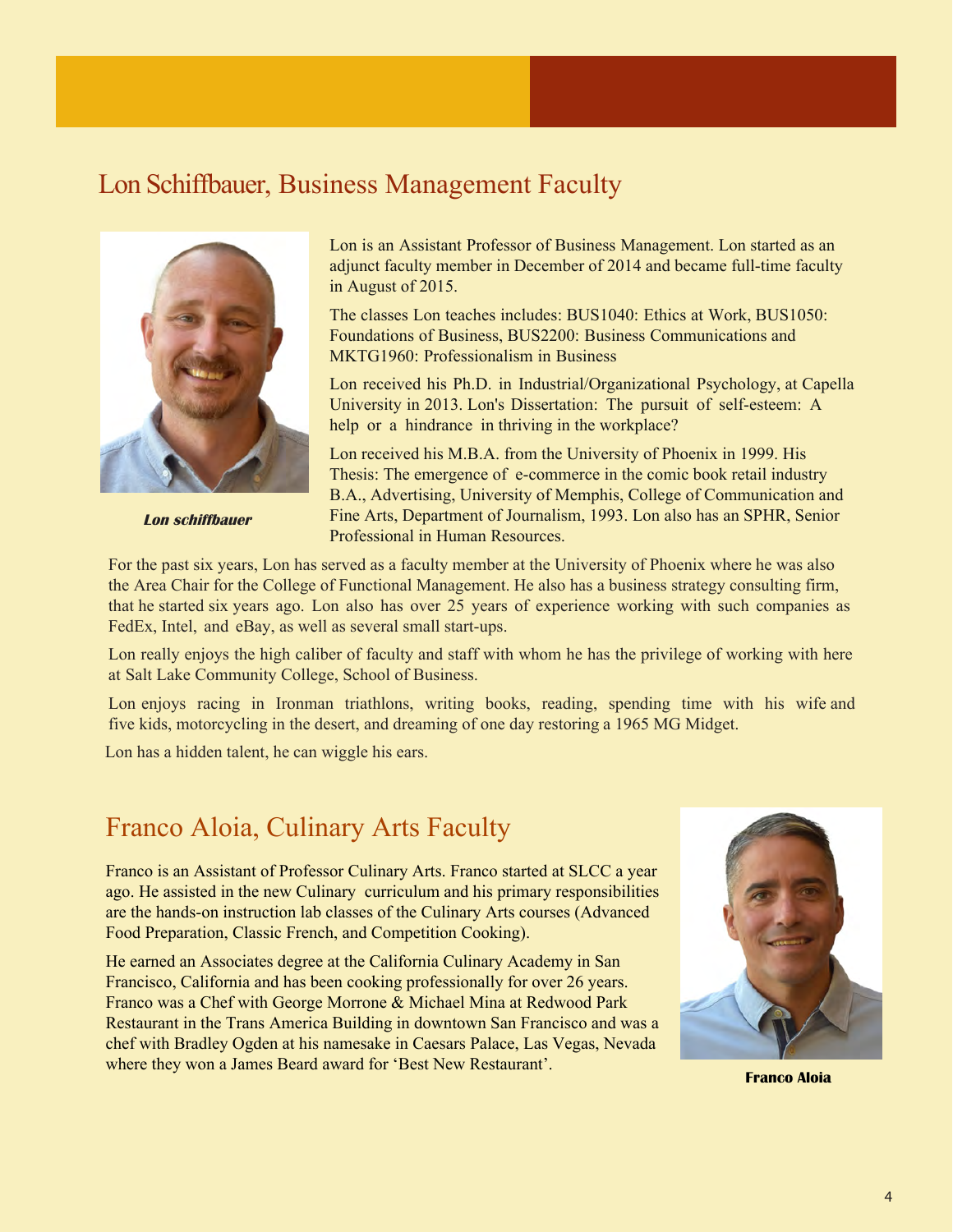## Lon Schiffbauer, Business Management Faculty

Lon is an Assistant Professor of Business Management. Lon started as an adjunct faculty member in December of 2014 and became full-time faculty in August of 2015.

The classes Lon teaches includes: BUS1040: Ethics at Work, BUS1050: Foundations of Business, BUS2200: Business Communications and MKTG1960: Professionalism in Business

Lon received his Ph.D. in Industrial/Organizational Psychology, at Capella University in 2013. Lon's Dissertation: The pursuit of self-esteem: A help or a hindrance in thriving in the workplace?

Lon received his M.B.A. from the University of Phoenix in 1999. His Thesis: The emergence of e-commerce in the comic book retail industry B.A., Advertising, University of Memphis, College of Communication and Fine Arts, Department of Journalism, 1993. Lon also has an SPHR, Senior Professional in Human Resources.

***Lon schiffbauer***

For the past six years, Lon has served as a faculty member at the University of Phoenix where he was also the Area Chair for the College of Functional Management. He also has a business strategy consulting firm, that he started six years ago. Lon also has over 25 years of experience working with such companies as FedEx, Intel, and eBay, as well as several small start-ups.

Lon really enjoys the high caliber of faculty and staff with whom he has the privilege of working with here at Salt Lake Community College, School of Business.

Lon enjoys racing in Ironman triathlons, writing books, reading, spending time with his wife and five kids, motorcycling in the desert, and dreaming of one day restoring a 1965 MG Midget.

Lon has a hidden talent, he can wiggle his ears.

## Franco Aloia, Culinary Arts Faculty

Franco is an Assistant of Professor Culinary Arts. Franco started at SLCC a year ago. He assisted in the new Culinary curriculum and his primary responsibilities are the hands-on instruction lab classes of the Culinary Arts courses (Advanced Food Preparation, Classic French, and Competition Cooking).

He earned an Associates degree at the California Culinary Academy in San Francisco, California and has been cooking professionally for over 26 years. Franco was a Chef with George Morrone & Michael Mina at Redwood Park Restaurant in the Trans America Building in downtown San Francisco and was a chef with Bradley Ogden at his namesake in Caesars Palace, Las Vegas, Nevada where they won a James Beard award for 'Best New Restaurant'.

**Franco Aloia**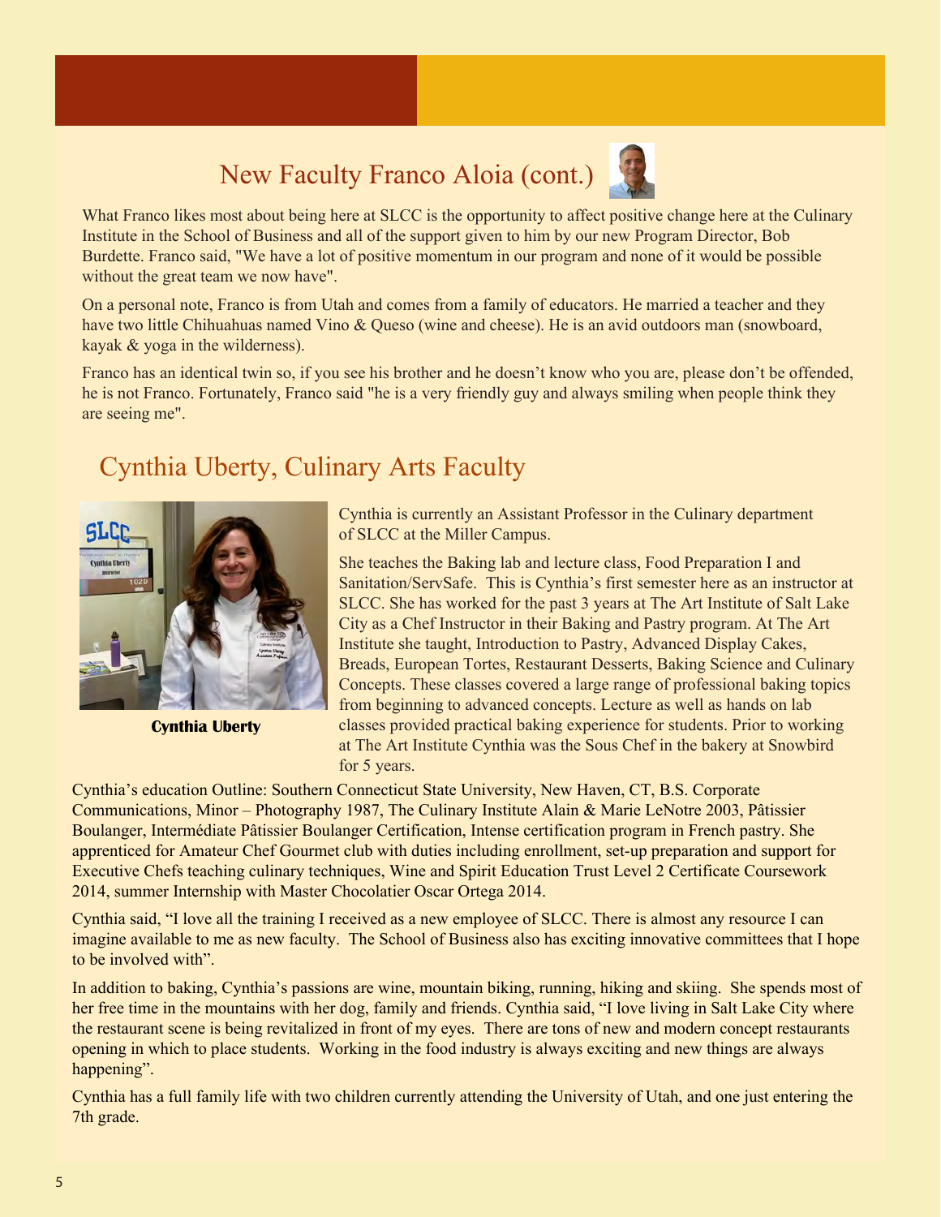## New Faculty Franco Aloia (cont.)

What Franco likes most about being here at SLCC is the opportunity to affect positive change here at the Culinary Institute in the School of Business and all of the support given to him by our new Program Director, Bob Burdette. Franco said, "We have a lot of positive momentum in our program and none of it would be possible without the great team we now have".

On a personal note, Franco is from Utah and comes from a family of educators. He married a teacher and they have two little Chihuahuas named Vino & Queso (wine and cheese). He is an avid outdoors man (snowboard, kayak & yoga in the wilderness).

Franco has an identical twin so, if you see his brother and he doesn't know who you are, please don't be offended, he is not Franco. Fortunately, Franco said "he is a very friendly guy and always smiling when people think they are seeing me".

## Cynthia Uberty, Culinary Arts Faculty

**Cynthia Uberty**

Cynthia is currently an Assistant Professor in the Culinary department of SLCC at the Miller Campus.

She teaches the Baking lab and lecture class, Food Preparation I and Sanitation/ServSafe. This is Cynthia's first semester here as an instructor at SLCC. She has worked for the past 3 years at The Art Institute of Salt Lake City as a Chef Instructor in their Baking and Pastry program. At The Art Institute she taught, Introduction to Pastry, Advanced Display Cakes, Breads, European Tortes, Restaurant Desserts, Baking Science and Culinary Concepts. These classes covered a large range of professional baking topics from beginning to advanced concepts. Lecture as well as hands on lab classes provided practical baking experience for students. Prior to working at The Art Institute Cynthia was the Sous Chef in the bakery at Snowbird for 5 years.

Cynthia's education Outline: Southern Connecticut State University, New Haven, CT, B.S. Corporate Communications, Minor – Photography 1987, The Culinary Institute Alain & Marie LeNotre 2003, Pâtissier Boulanger, Intermédiate Pâtissier Boulanger Certification, Intense certification program in French pastry. She apprenticed for Amateur Chef Gourmet club with duties including enrollment, set-up preparation and support for Executive Chefs teaching culinary techniques, Wine and Spirit Education Trust Level 2 Certificate Coursework 2014, summer Internship with Master Chocolatier Oscar Ortega 2014.

Cynthia said, "I love all the training I received as a new employee of SLCC. There is almost any resource I can imagine available to me as new faculty. The School of Business also has exciting innovative committees that I hope to be involved with".

In addition to baking, Cynthia's passions are wine, mountain biking, running, hiking and skiing. She spends most of her free time in the mountains with her dog, family and friends. Cynthia said, "I love living in Salt Lake City where the restaurant scene is being revitalized in front of my eyes. There are tons of new and modern concept restaurants opening in which to place students. Working in the food industry is always exciting and new things are always happening".

Cynthia has a full family life with two children currently attending the University of Utah, and one just entering the 7th grade.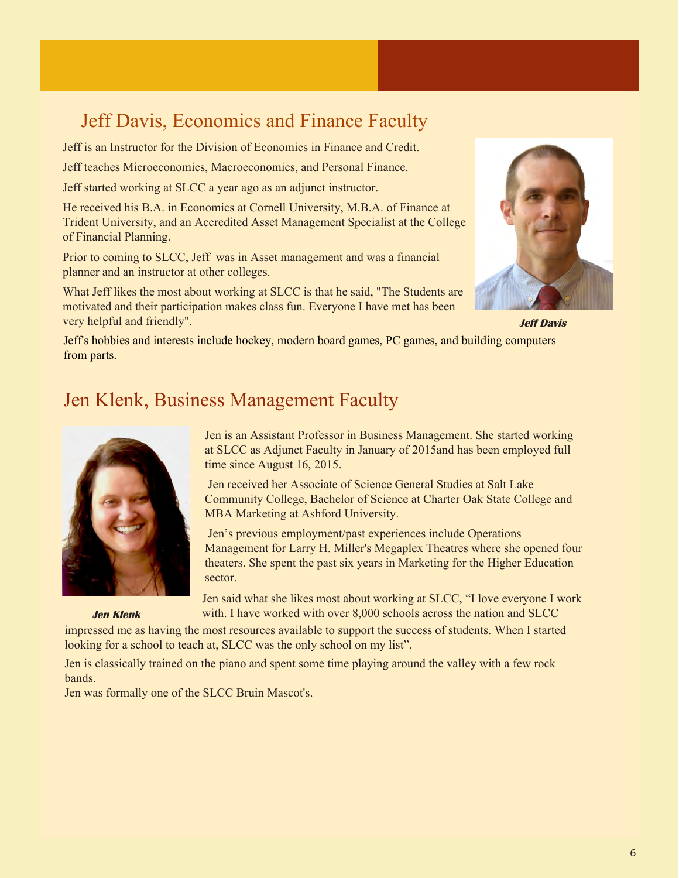## Jeff Davis, Economics and Finance Faculty

Jeff is an Instructor for the Division of Economics in Finance and Credit.

Jeff teaches Microeconomics, Macroeconomics, and Personal Finance.

Jeff started working at SLCC a year ago as an adjunct instructor.

He received his B.A. in Economics at Cornell University, M.B.A. of Finance at Trident University, and an Accredited Asset Management Specialist at the College of Financial Planning.

Prior to coming to SLCC, Jeff was in Asset management and was a financial planner and an instructor at other colleges.

What Jeff likes the most about working at SLCC is that he said, "The Students are motivated and their participation makes class fun. Everyone I have met has been very helpful and friendly".

***Jeff Davis***

Jeff's hobbies and interests include hockey, modern board games, PC games, and building computers from parts.

## Jen Klenk, Business Management Faculty

***Jen Klenk***

Jen is an Assistant Professor in Business Management. She started working at SLCC as Adjunct Faculty in January of 2015and has been employed full time since August 16, 2015.

Jen received her Associate of Science General Studies at Salt Lake Community College, Bachelor of Science at Charter Oak State College and MBA Marketing at Ashford University.

Jen's previous employment/past experiences include Operations Management for Larry H. Miller's Megaplex Theatres where she opened four theaters. She spent the past six years in Marketing for the Higher Education sector.

Jen said what she likes most about working at SLCC, "I love everyone I work with. I have worked with over 8,000 schools across the nation and SLCC impressed me as having the most resources available to support the success of students. When I started looking for a school to teach at, SLCC was the only school on my list".

Jen is classically trained on the piano and spent some time playing around the valley with a few rock bands.
Jen was formally one of the SLCC Bruin Mascot's.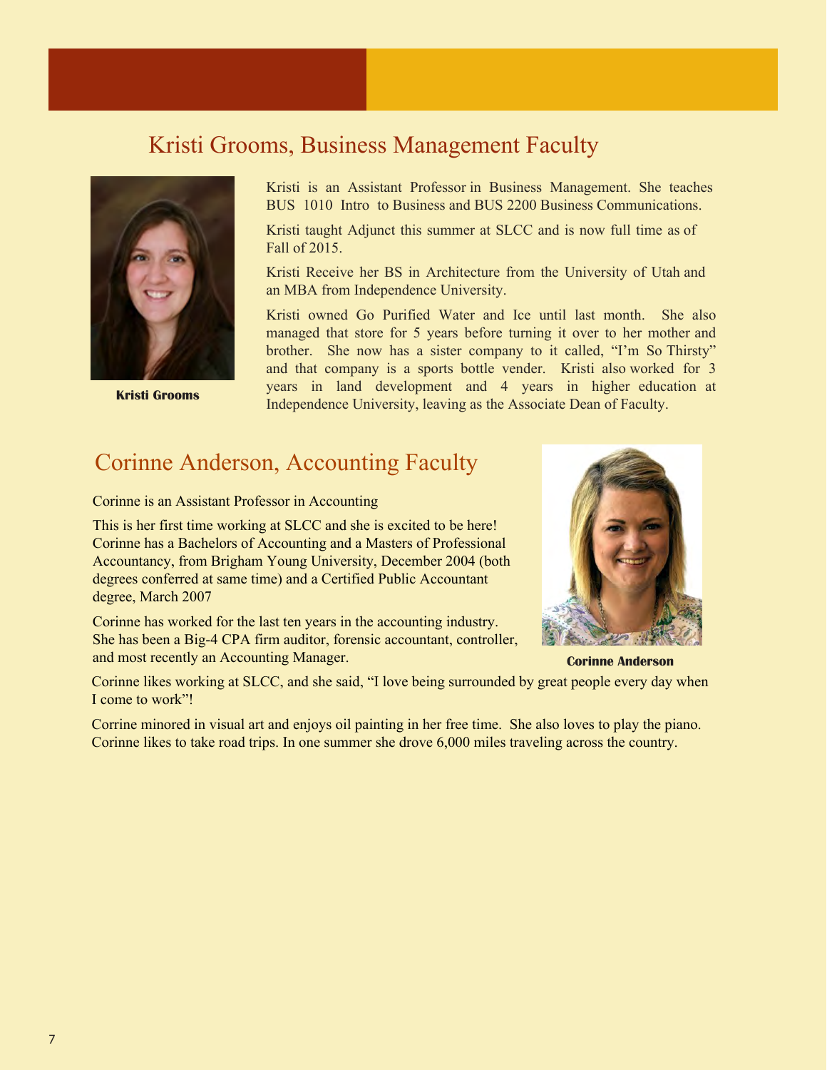## Kristi Grooms, Business Management Faculty

Kristi Grooms

Kristi is an Assistant Professor in Business Management. She teaches BUS 1010 Intro to Business and BUS 2200 Business Communications.

Kristi taught Adjunct this summer at SLCC and is now full time as of Fall of 2015.

Kristi Receive her BS in Architecture from the University of Utah and an MBA from Independence University.

Kristi owned Go Purified Water and Ice until last month. She also managed that store for 5 years before turning it over to her mother and brother. She now has a sister company to it called, "I'm So Thirsty" and that company is a sports bottle vender. Kristi also worked for 3 years in land development and 4 years in higher education at Independence University, leaving as the Associate Dean of Faculty.

## Corinne Anderson, Accounting Faculty

Corinne is an Assistant Professor in Accounting

This is her first time working at SLCC and she is excited to be here! Corinne has a Bachelors of Accounting and a Masters of Professional Accountancy, from Brigham Young University, December 2004 (both degrees conferred at same time) and a Certified Public Accountant degree, March 2007

Corinne has worked for the last ten years in the accounting industry. She has been a Big-4 CPA firm auditor, forensic accountant, controller, and most recently an Accounting Manager.

Corinne Anderson

Corinne likes working at SLCC, and she said, "I love being surrounded by great people every day when I come to work"!

Corrine minored in visual art and enjoys oil painting in her free time. She also loves to play the piano. Corinne likes to take road trips. In one summer she drove 6,000 miles traveling across the country.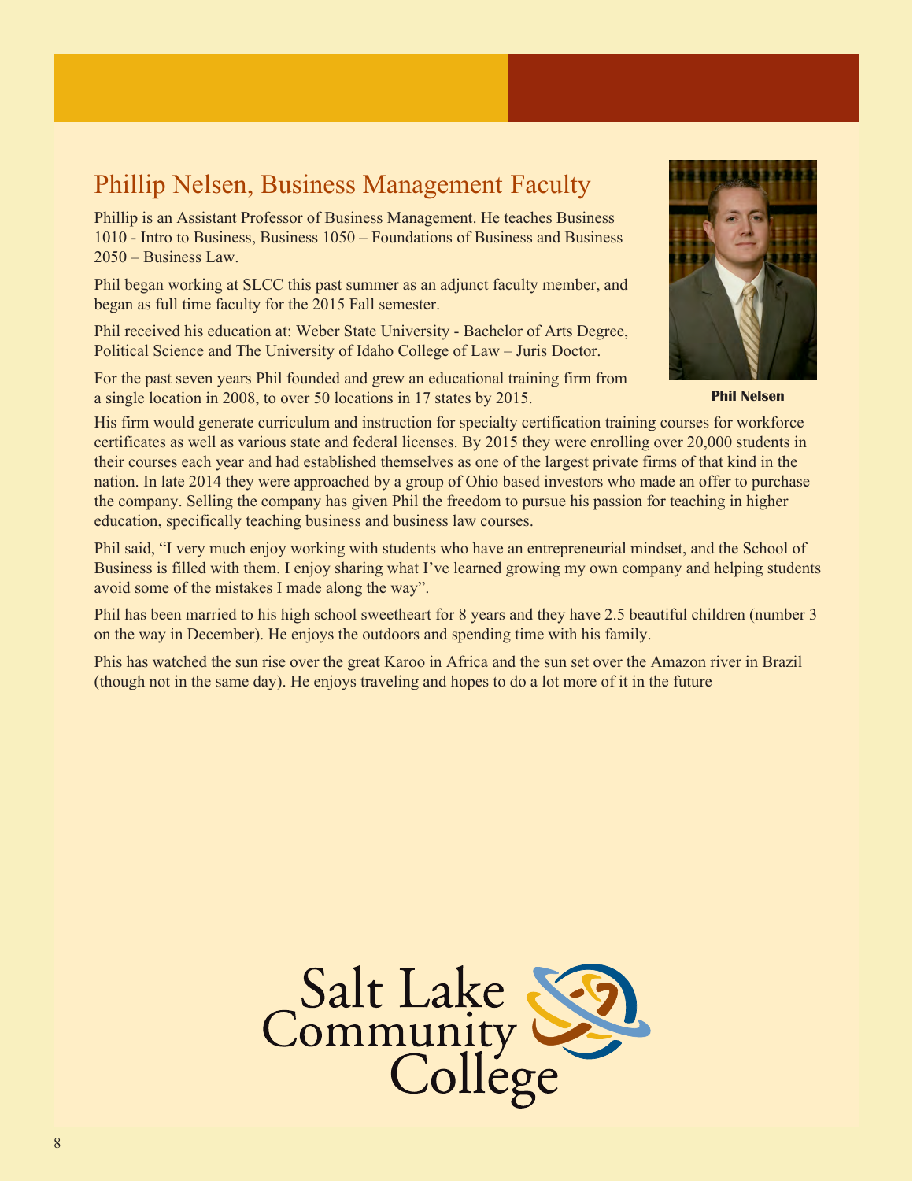## Phillip Nelsen, Business Management Faculty

Phil Nelsen

Phillip is an Assistant Professor of Business Management. He teaches Business 1010 - Intro to Business, Business 1050 – Foundations of Business and Business 2050 – Business Law.

Phil began working at SLCC this past summer as an adjunct faculty member, and began as full time faculty for the 2015 Fall semester.

Phil received his education at: Weber State University - Bachelor of Arts Degree, Political Science and The University of Idaho College of Law – Juris Doctor.

For the past seven years Phil founded and grew an educational training firm from a single location in 2008, to over 50 locations in 17 states by 2015.

His firm would generate curriculum and instruction for specialty certification training courses for workforce certificates as well as various state and federal licenses. By 2015 they were enrolling over 20,000 students in their courses each year and had established themselves as one of the largest private firms of that kind in the nation. In late 2014 they were approached by a group of Ohio based investors who made an offer to purchase the company. Selling the company has given Phil the freedom to pursue his passion for teaching in higher education, specifically teaching business and business law courses.

Phil said, "I very much enjoy working with students who have an entrepreneurial mindset, and the School of Business is filled with them. I enjoy sharing what I've learned growing my own company and helping students avoid some of the mistakes I made along the way".

Phil has been married to his high school sweetheart for 8 years and they have 2.5 beautiful children (number 3 on the way in December). He enjoys the outdoors and spending time with his family.

Phis has watched the sun rise over the great Karoo in Africa and the sun set over the Amazon river in Brazil (though not in the same day). He enjoys traveling and hopes to do a lot more of it in the future

Salt Lake Community College